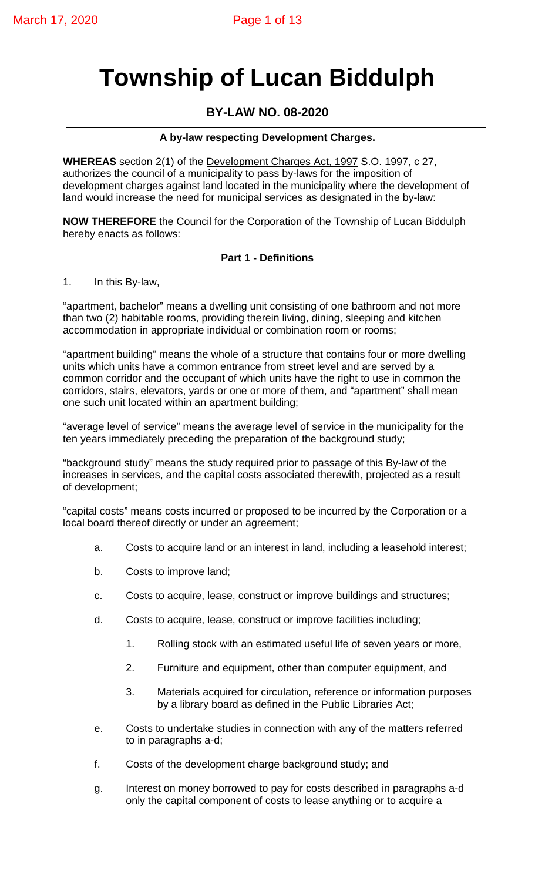# Township of Lucan Biddulph

## BY-LAW NO. 08-2020

**A by-law respecting Development Charges.**

**WHEREAS** section 2(1) of the Development Charges Act, 1997 S.O. 1997, c 27, authorizes the council of a municipality to pass by-laws for the imposition of development charges against land located in the municipality where the development of land would increase the need for municipal services as designated in the by-law:

**NOW THEREFORE** the Council for the Corporation of the Township of Lucan Biddulph hereby enacts as follows:

### Part 1 - Definitions

1. In this By-law,

"apartment, bachelor" means a dwelling unit consisting of one bathroom and not more than two (2) habitable rooms, providing therein living, dining, sleeping and kitchen accommodation in appropriate individual or combination room or rooms;

"apartment building" means the whole of a structure that contains four or more dwelling units which units have a common entrance from street level and are served by a common corridor and the occupant of which units have the right to use in common the corridors, stairs, elevators, yards or one or more of them, and "apartment" shall mean one such unit located within an apartment building;

"average level of service" means the average level of service in the municipality for the ten years immediately preceding the preparation of the background study;

"background study" means the study required prior to passage of this By-law of the increases in services, and the capital costs associated therewith, projected as a result of development;

"capital costs" means costs incurred or proposed to be incurred by the Corporation or a local board thereof directly or under an agreement;

a. Costs to acquire land or an interest in land, including a leasehold interest;

b. Costs to improve land;

c. Costs to acquire, lease, construct or improve buildings and structures;

d. Costs to acquire, lease, construct or improve facilities including;

   1. Rolling stock with an estimated useful life of seven years or more,

   2. Furniture and equipment, other than computer equipment, and

   3. Materials acquired for circulation, reference or information purposes by a library board as defined in the Public Libraries Act;

e. Costs to undertake studies in connection with any of the matters referred to in paragraphs a-d;

f. Costs of the development charge background study; and

g. Interest on money borrowed to pay for costs described in paragraphs a-d only the capital component of costs to lease anything or to acquire a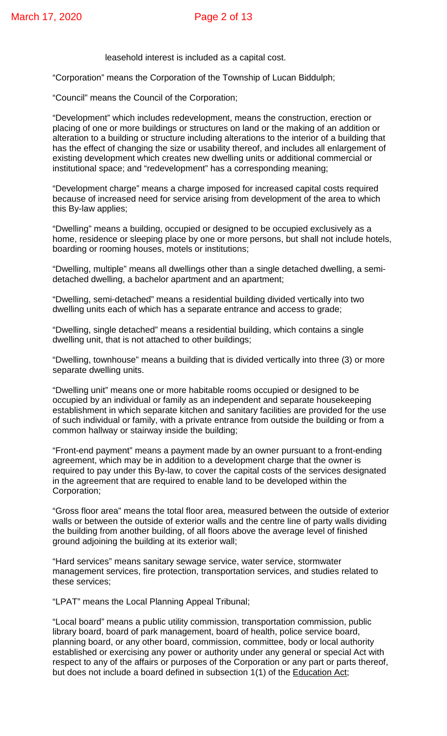leasehold interest is included as a capital cost.

"Corporation" means the Corporation of the Township of Lucan Biddulph;

"Council" means the Council of the Corporation;

"Development" which includes redevelopment, means the construction, erection or placing of one or more buildings or structures on land or the making of an addition or alteration to a building or structure including alterations to the interior of a building that has the effect of changing the size or usability thereof, and includes all enlargement of existing development which creates new dwelling units or additional commercial or institutional space; and "redevelopment" has a corresponding meaning;

"Development charge" means a charge imposed for increased capital costs required because of increased need for service arising from development of the area to which this By-law applies;

"Dwelling" means a building, occupied or designed to be occupied exclusively as a home, residence or sleeping place by one or more persons, but shall not include hotels, boarding or rooming houses, motels or institutions;

"Dwelling, multiple" means all dwellings other than a single detached dwelling, a semi-detached dwelling, a bachelor apartment and an apartment;

"Dwelling, semi-detached" means a residential building divided vertically into two dwelling units each of which has a separate entrance and access to grade;

"Dwelling, single detached" means a residential building, which contains a single dwelling unit, that is not attached to other buildings;

"Dwelling, townhouse" means a building that is divided vertically into three (3) or more separate dwelling units.

"Dwelling unit" means one or more habitable rooms occupied or designed to be occupied by an individual or family as an independent and separate housekeeping establishment in which separate kitchen and sanitary facilities are provided for the use of such individual or family, with a private entrance from outside the building or from a common hallway or stairway inside the building;

"Front-end payment" means a payment made by an owner pursuant to a front-ending agreement, which may be in addition to a development charge that the owner is required to pay under this By-law, to cover the capital costs of the services designated in the agreement that are required to enable land to be developed within the Corporation;

"Gross floor area" means the total floor area, measured between the outside of exterior walls or between the outside of exterior walls and the centre line of party walls dividing the building from another building, of all floors above the average level of finished ground adjoining the building at its exterior wall;

"Hard services" means sanitary sewage service, water service, stormwater management services, fire protection, transportation services, and studies related to these services;

"LPAT" means the Local Planning Appeal Tribunal;

"Local board" means a public utility commission, transportation commission, public library board, board of park management, board of health, police service board, planning board, or any other board, commission, committee, body or local authority established or exercising any power or authority under any general or special Act with respect to any of the affairs or purposes of the Corporation or any part or parts thereof, but does not include a board defined in subsection 1(1) of the Education Act;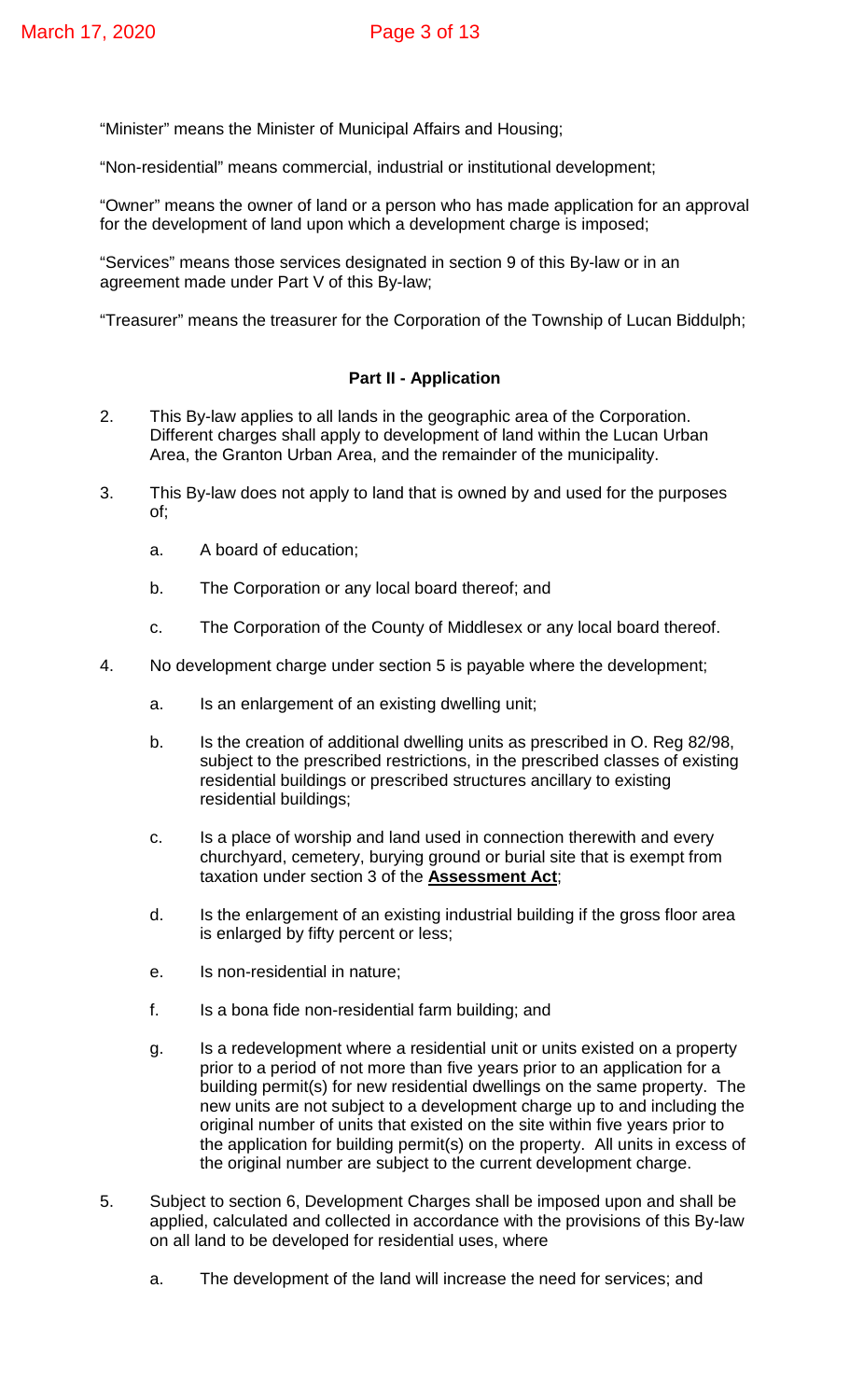"Minister" means the Minister of Municipal Affairs and Housing;

"Non-residential" means commercial, industrial or institutional development;

"Owner" means the owner of land or a person who has made application for an approval for the development of land upon which a development charge is imposed;

"Services" means those services designated in section 9 of this By-law or in an agreement made under Part V of this By-law;

"Treasurer" means the treasurer for the Corporation of the Township of Lucan Biddulph;

**Part II - Application**

2. This By-law applies to all lands in the geographic area of the Corporation. Different charges shall apply to development of land within the Lucan Urban Area, the Granton Urban Area, and the remainder of the municipality.

3. This By-law does not apply to land that is owned by and used for the purposes of;

   a. A board of education;

   b. The Corporation or any local board thereof; and

   c. The Corporation of the County of Middlesex or any local board thereof.

4. No development charge under section 5 is payable where the development;

   a. Is an enlargement of an existing dwelling unit;

   b. Is the creation of additional dwelling units as prescribed in O. Reg 82/98, subject to the prescribed restrictions, in the prescribed classes of existing residential buildings or prescribed structures ancillary to existing residential buildings;

   c. Is a place of worship and land used in connection therewith and every churchyard, cemetery, burying ground or burial site that is exempt from taxation under section 3 of the **Assessment Act**;

   d. Is the enlargement of an existing industrial building if the gross floor area is enlarged by fifty percent or less;

   e. Is non-residential in nature;

   f. Is a bona fide non-residential farm building; and

   g. Is a redevelopment where a residential unit or units existed on a property prior to a period of not more than five years prior to an application for a building permit(s) for new residential dwellings on the same property. The new units are not subject to a development charge up to and including the original number of units that existed on the site within five years prior to the application for building permit(s) on the property. All units in excess of the original number are subject to the current development charge.

5. Subject to section 6, Development Charges shall be imposed upon and shall be applied, calculated and collected in accordance with the provisions of this By-law on all land to be developed for residential uses, where

   a. The development of the land will increase the need for services; and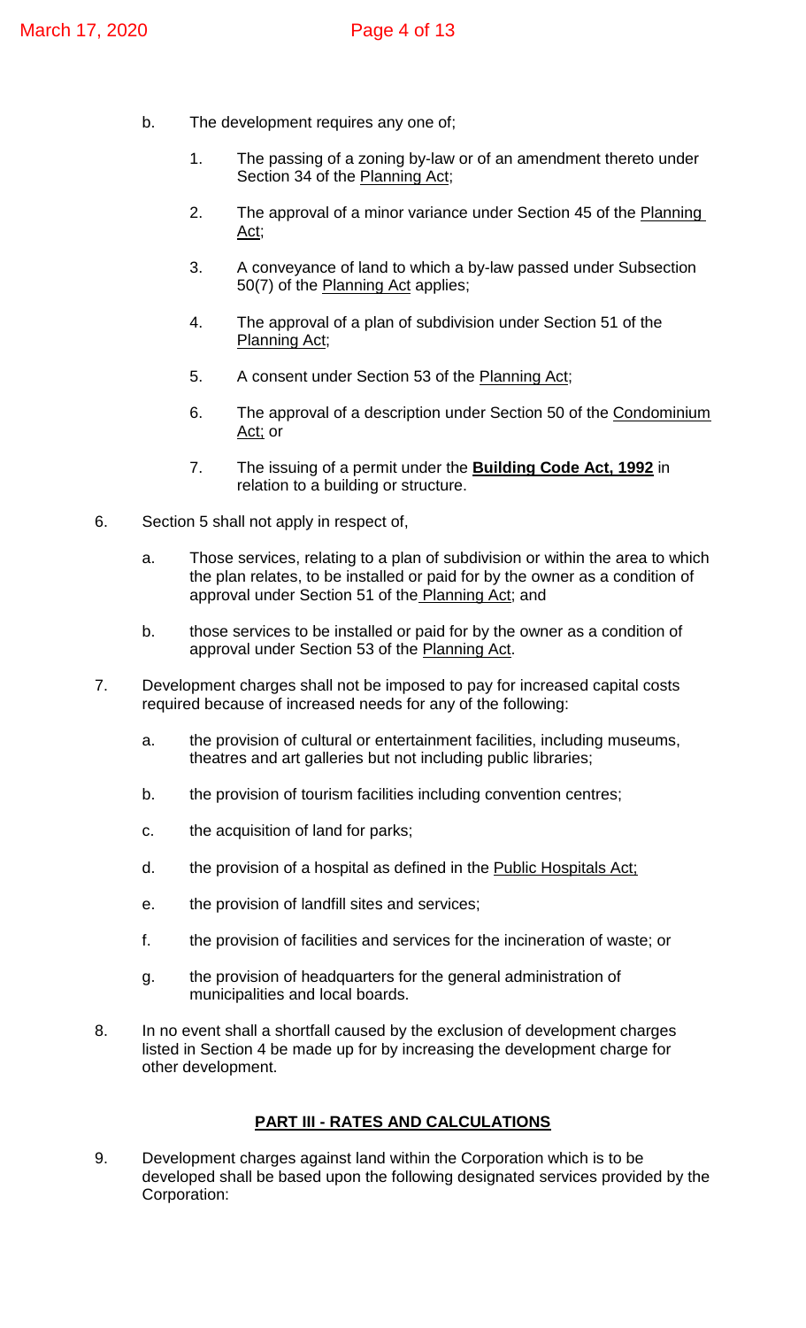b. The development requires any one of;

   1. The passing of a zoning by-law or of an amendment thereto under Section 34 of the Planning Act;

   2. The approval of a minor variance under Section 45 of the Planning Act;

   3. A conveyance of land to which a by-law passed under Subsection 50(7) of the Planning Act applies;

   4. The approval of a plan of subdivision under Section 51 of the Planning Act;

   5. A consent under Section 53 of the Planning Act;

   6. The approval of a description under Section 50 of the Condominium Act; or

   7. The issuing of a permit under the **Building Code Act, 1992** in relation to a building or structure.

6. Section 5 shall not apply in respect of,

   a. Those services, relating to a plan of subdivision or within the area to which the plan relates, to be installed or paid for by the owner as a condition of approval under Section 51 of the Planning Act; and

   b. those services to be installed or paid for by the owner as a condition of approval under Section 53 of the Planning Act.

7. Development charges shall not be imposed to pay for increased capital costs required because of increased needs for any of the following:

   a. the provision of cultural or entertainment facilities, including museums, theatres and art galleries but not including public libraries;

   b. the provision of tourism facilities including convention centres;

   c. the acquisition of land for parks;

   d. the provision of a hospital as defined in the Public Hospitals Act;

   e. the provision of landfill sites and services;

   f. the provision of facilities and services for the incineration of waste; or

   g. the provision of headquarters for the general administration of municipalities and local boards.

8. In no event shall a shortfall caused by the exclusion of development charges listed in Section 4 be made up for by increasing the development charge for other development.

## PART III - RATES AND CALCULATIONS

9. Development charges against land within the Corporation which is to be developed shall be based upon the following designated services provided by the Corporation: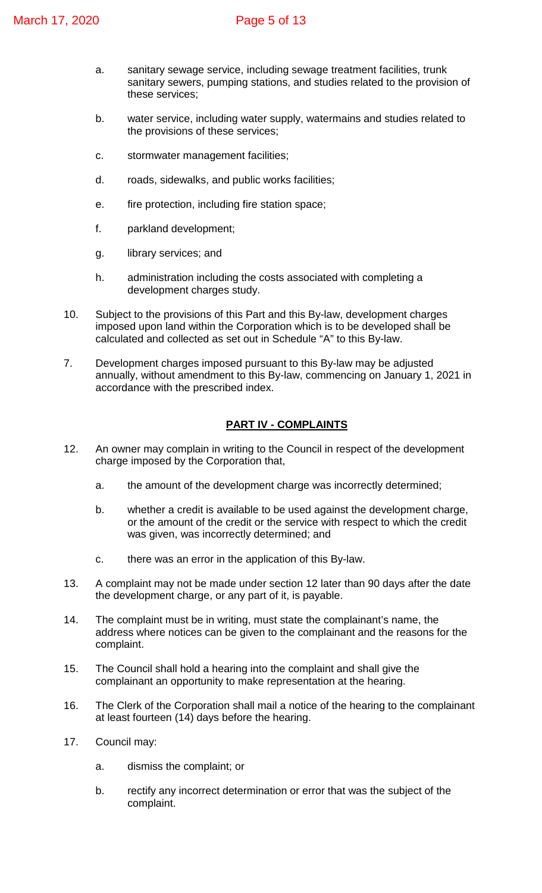a. sanitary sewage service, including sewage treatment facilities, trunk sanitary sewers, pumping stations, and studies related to the provision of these services;

b. water service, including water supply, watermains and studies related to the provisions of these services;

c. stormwater management facilities;

d. roads, sidewalks, and public works facilities;

e. fire protection, including fire station space;

f. parkland development;

g. library services; and

h. administration including the costs associated with completing a development charges study.

10. Subject to the provisions of this Part and this By-law, development charges imposed upon land within the Corporation which is to be developed shall be calculated and collected as set out in Schedule "A" to this By-law.

7. Development charges imposed pursuant to this By-law may be adjusted annually, without amendment to this By-law, commencing on January 1, 2021 in accordance with the prescribed index.

## **PART IV - COMPLAINTS**

12. An owner may complain in writing to the Council in respect of the development charge imposed by the Corporation that,

    a. the amount of the development charge was incorrectly determined;

    b. whether a credit is available to be used against the development charge, or the amount of the credit or the service with respect to which the credit was given, was incorrectly determined; and

    c. there was an error in the application of this By-law.

13. A complaint may not be made under section 12 later than 90 days after the date the development charge, or any part of it, is payable.

14. The complaint must be in writing, must state the complainant's name, the address where notices can be given to the complainant and the reasons for the complaint.

15. The Council shall hold a hearing into the complaint and shall give the complainant an opportunity to make representation at the hearing.

16. The Clerk of the Corporation shall mail a notice of the hearing to the complainant at least fourteen (14) days before the hearing.

17. Council may:

    a. dismiss the complaint; or

    b. rectify any incorrect determination or error that was the subject of the complaint.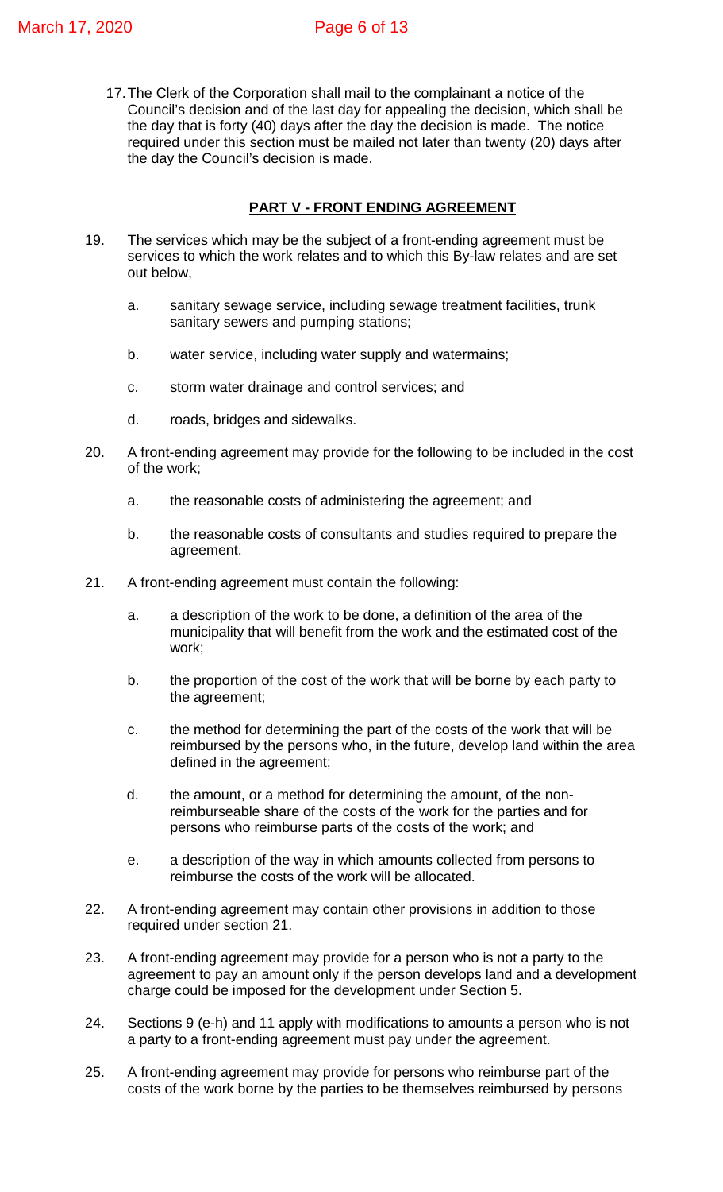17. The Clerk of the Corporation shall mail to the complainant a notice of the Council's decision and of the last day for appealing the decision, which shall be the day that is forty (40) days after the day the decision is made. The notice required under this section must be mailed not later than twenty (20) days after the day the Council's decision is made.

## **PART V - FRONT ENDING AGREEMENT**

19. The services which may be the subject of a front-ending agreement must be services to which the work relates and to which this By-law relates and are set out below,

    a. sanitary sewage service, including sewage treatment facilities, trunk sanitary sewers and pumping stations;

    b. water service, including water supply and watermains;

    c. storm water drainage and control services; and

    d. roads, bridges and sidewalks.

20. A front-ending agreement may provide for the following to be included in the cost of the work;

    a. the reasonable costs of administering the agreement; and

    b. the reasonable costs of consultants and studies required to prepare the agreement.

21. A front-ending agreement must contain the following:

    a. a description of the work to be done, a definition of the area of the municipality that will benefit from the work and the estimated cost of the work;

    b. the proportion of the cost of the work that will be borne by each party to the agreement;

    c. the method for determining the part of the costs of the work that will be reimbursed by the persons who, in the future, develop land within the area defined in the agreement;

    d. the amount, or a method for determining the amount, of the non-reimburseable share of the costs of the work for the parties and for persons who reimburse parts of the costs of the work; and

    e. a description of the way in which amounts collected from persons to reimburse the costs of the work will be allocated.

22. A front-ending agreement may contain other provisions in addition to those required under section 21.

23. A front-ending agreement may provide for a person who is not a party to the agreement to pay an amount only if the person develops land and a development charge could be imposed for the development under Section 5.

24. Sections 9 (e-h) and 11 apply with modifications to amounts a person who is not a party to a front-ending agreement must pay under the agreement.

25. A front-ending agreement may provide for persons who reimburse part of the costs of the work borne by the parties to be themselves reimbursed by persons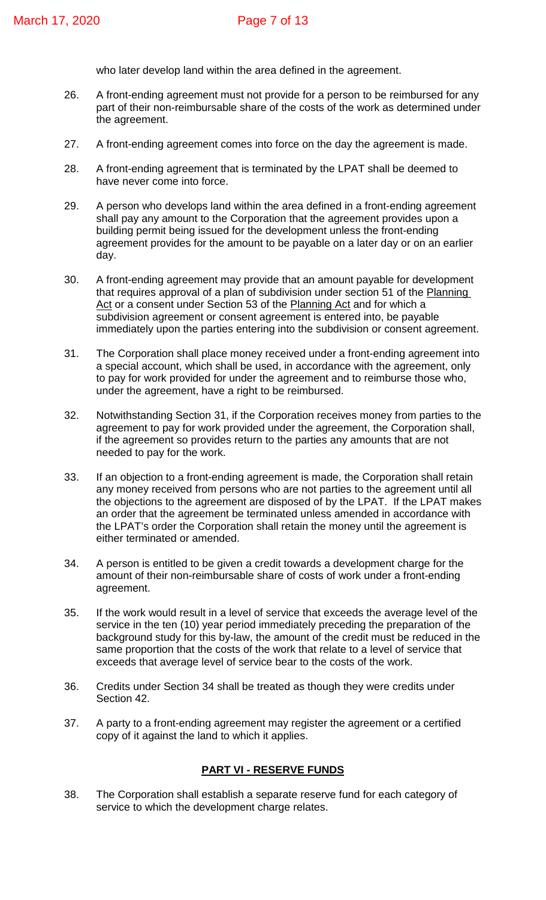who later develop land within the area defined in the agreement.

26. A front-ending agreement must not provide for a person to be reimbursed for any part of their non-reimbursable share of the costs of the work as determined under the agreement.

27. A front-ending agreement comes into force on the day the agreement is made.

28. A front-ending agreement that is terminated by the LPAT shall be deemed to have never come into force.

29. A person who develops land within the area defined in a front-ending agreement shall pay any amount to the Corporation that the agreement provides upon a building permit being issued for the development unless the front-ending agreement provides for the amount to be payable on a later day or on an earlier day.

30. A front-ending agreement may provide that an amount payable for development that requires approval of a plan of subdivision under section 51 of the Planning Act or a consent under Section 53 of the Planning Act and for which a subdivision agreement or consent agreement is entered into, be payable immediately upon the parties entering into the subdivision or consent agreement.

31. The Corporation shall place money received under a front-ending agreement into a special account, which shall be used, in accordance with the agreement, only to pay for work provided for under the agreement and to reimburse those who, under the agreement, have a right to be reimbursed.

32. Notwithstanding Section 31, if the Corporation receives money from parties to the agreement to pay for work provided under the agreement, the Corporation shall, if the agreement so provides return to the parties any amounts that are not needed to pay for the work.

33. If an objection to a front-ending agreement is made, the Corporation shall retain any money received from persons who are not parties to the agreement until all the objections to the agreement are disposed of by the LPAT. If the LPAT makes an order that the agreement be terminated unless amended in accordance with the LPAT's order the Corporation shall retain the money until the agreement is either terminated or amended.

34. A person is entitled to be given a credit towards a development charge for the amount of their non-reimbursable share of costs of work under a front-ending agreement.

35. If the work would result in a level of service that exceeds the average level of the service in the ten (10) year period immediately preceding the preparation of the background study for this by-law, the amount of the credit must be reduced in the same proportion that the costs of the work that relate to a level of service that exceeds that average level of service bear to the costs of the work.

36. Credits under Section 34 shall be treated as though they were credits under Section 42.

37. A party to a front-ending agreement may register the agreement or a certified copy of it against the land to which it applies.

## PART VI - RESERVE FUNDS

38. The Corporation shall establish a separate reserve fund for each category of service to which the development charge relates.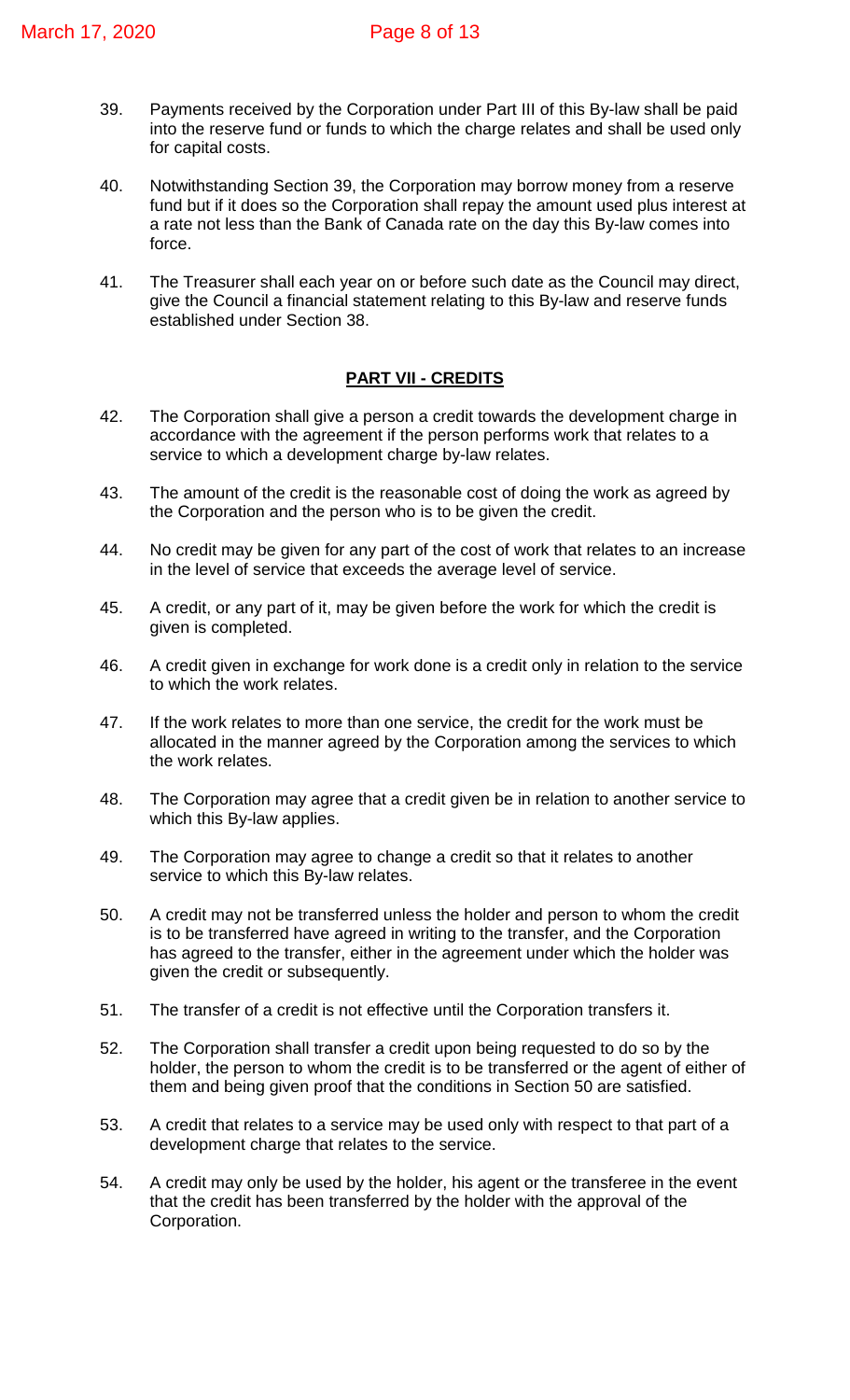39. Payments received by the Corporation under Part III of this By-law shall be paid into the reserve fund or funds to which the charge relates and shall be used only for capital costs.

40. Notwithstanding Section 39, the Corporation may borrow money from a reserve fund but if it does so the Corporation shall repay the amount used plus interest at a rate not less than the Bank of Canada rate on the day this By-law comes into force.

41. The Treasurer shall each year on or before such date as the Council may direct, give the Council a financial statement relating to this By-law and reserve funds established under Section 38.

## PART VII - CREDITS

42. The Corporation shall give a person a credit towards the development charge in accordance with the agreement if the person performs work that relates to a service to which a development charge by-law relates.

43. The amount of the credit is the reasonable cost of doing the work as agreed by the Corporation and the person who is to be given the credit.

44. No credit may be given for any part of the cost of work that relates to an increase in the level of service that exceeds the average level of service.

45. A credit, or any part of it, may be given before the work for which the credit is given is completed.

46. A credit given in exchange for work done is a credit only in relation to the service to which the work relates.

47. If the work relates to more than one service, the credit for the work must be allocated in the manner agreed by the Corporation among the services to which the work relates.

48. The Corporation may agree that a credit given be in relation to another service to which this By-law applies.

49. The Corporation may agree to change a credit so that it relates to another service to which this By-law relates.

50. A credit may not be transferred unless the holder and person to whom the credit is to be transferred have agreed in writing to the transfer, and the Corporation has agreed to the transfer, either in the agreement under which the holder was given the credit or subsequently.

51. The transfer of a credit is not effective until the Corporation transfers it.

52. The Corporation shall transfer a credit upon being requested to do so by the holder, the person to whom the credit is to be transferred or the agent of either of them and being given proof that the conditions in Section 50 are satisfied.

53. A credit that relates to a service may be used only with respect to that part of a development charge that relates to the service.

54. A credit may only be used by the holder, his agent or the transferee in the event that the credit has been transferred by the holder with the approval of the Corporation.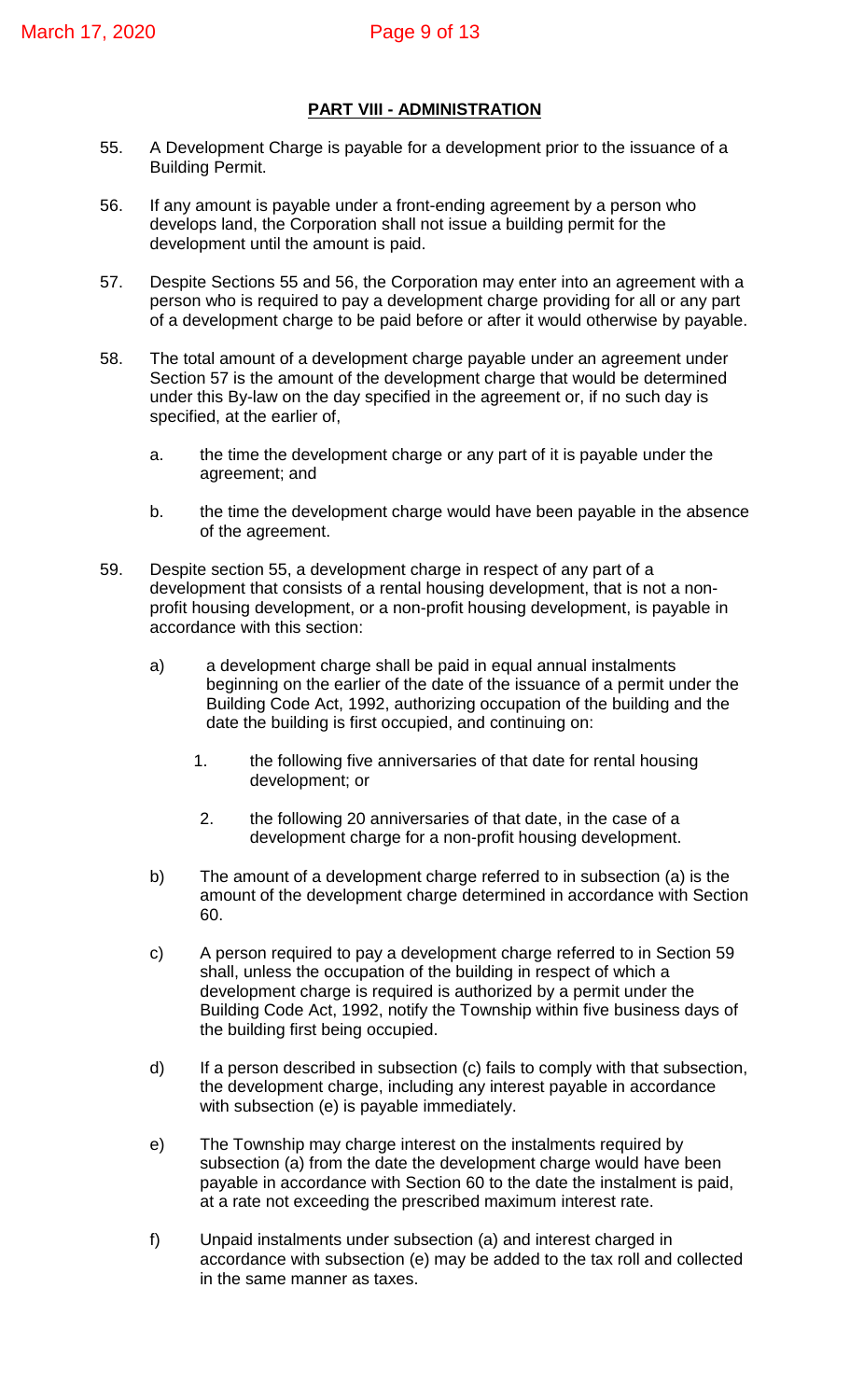## PART VIII - ADMINISTRATION

55. A Development Charge is payable for a development prior to the issuance of a Building Permit.

56. If any amount is payable under a front-ending agreement by a person who develops land, the Corporation shall not issue a building permit for the development until the amount is paid.

57. Despite Sections 55 and 56, the Corporation may enter into an agreement with a person who is required to pay a development charge providing for all or any part of a development charge to be paid before or after it would otherwise by payable.

58. The total amount of a development charge payable under an agreement under Section 57 is the amount of the development charge that would be determined under this By-law on the day specified in the agreement or, if no such day is specified, at the earlier of,

    a. the time the development charge or any part of it is payable under the agreement; and

    b. the time the development charge would have been payable in the absence of the agreement.

59. Despite section 55, a development charge in respect of any part of a development that consists of a rental housing development, that is not a non-profit housing development, or a non-profit housing development, is payable in accordance with this section:

    a) a development charge shall be paid in equal annual instalments beginning on the earlier of the date of the issuance of a permit under the Building Code Act, 1992, authorizing occupation of the building and the date the building is first occupied, and continuing on:

        1. the following five anniversaries of that date for rental housing development; or

        2. the following 20 anniversaries of that date, in the case of a development charge for a non-profit housing development.

    b) The amount of a development charge referred to in subsection (a) is the amount of the development charge determined in accordance with Section 60.

    c) A person required to pay a development charge referred to in Section 59 shall, unless the occupation of the building in respect of which a development charge is required is authorized by a permit under the Building Code Act, 1992, notify the Township within five business days of the building first being occupied.

    d) If a person described in subsection (c) fails to comply with that subsection, the development charge, including any interest payable in accordance with subsection (e) is payable immediately.

    e) The Township may charge interest on the instalments required by subsection (a) from the date the development charge would have been payable in accordance with Section 60 to the date the instalment is paid, at a rate not exceeding the prescribed maximum interest rate.

    f) Unpaid instalments under subsection (a) and interest charged in accordance with subsection (e) may be added to the tax roll and collected in the same manner as taxes.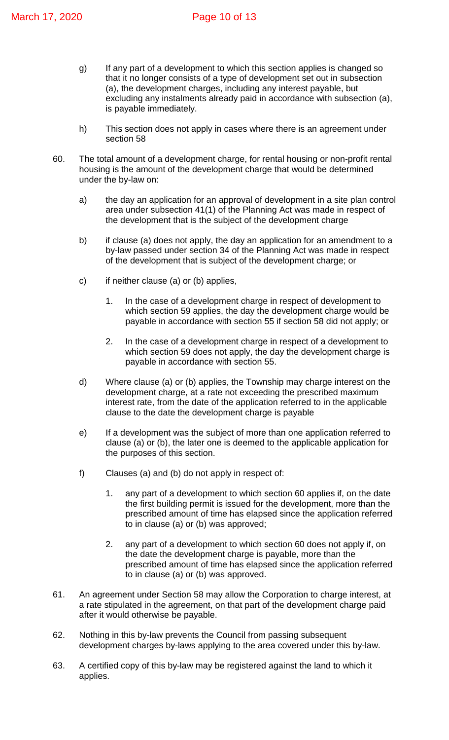g) If any part of a development to which this section applies is changed so that it no longer consists of a type of development set out in subsection (a), the development charges, including any interest payable, but excluding any instalments already paid in accordance with subsection (a), is payable immediately.

h) This section does not apply in cases where there is an agreement under section 58

60. The total amount of a development charge, for rental housing or non-profit rental housing is the amount of the development charge that would be determined under the by-law on:

   a) the day an application for an approval of development in a site plan control area under subsection 41(1) of the Planning Act was made in respect of the development that is the subject of the development charge

   b) if clause (a) does not apply, the day an application for an amendment to a by-law passed under section 34 of the Planning Act was made in respect of the development that is subject of the development charge; or

   c) if neither clause (a) or (b) applies,

      1. In the case of a development charge in respect of development to which section 59 applies, the day the development charge would be payable in accordance with section 55 if section 58 did not apply; or

      2. In the case of a development charge in respect of a development to which section 59 does not apply, the day the development charge is payable in accordance with section 55.

   d) Where clause (a) or (b) applies, the Township may charge interest on the development charge, at a rate not exceeding the prescribed maximum interest rate, from the date of the application referred to in the applicable clause to the date the development charge is payable

   e) If a development was the subject of more than one application referred to clause (a) or (b), the later one is deemed to the applicable application for the purposes of this section.

   f) Clauses (a) and (b) do not apply in respect of:

      1. any part of a development to which section 60 applies if, on the date the first building permit is issued for the development, more than the prescribed amount of time has elapsed since the application referred to in clause (a) or (b) was approved;

      2. any part of a development to which section 60 does not apply if, on the date the development charge is payable, more than the prescribed amount of time has elapsed since the application referred to in clause (a) or (b) was approved.

61. An agreement under Section 58 may allow the Corporation to charge interest, at a rate stipulated in the agreement, on that part of the development charge paid after it would otherwise be payable.

62. Nothing in this by-law prevents the Council from passing subsequent development charges by-laws applying to the area covered under this by-law.

63. A certified copy of this by-law may be registered against the land to which it applies.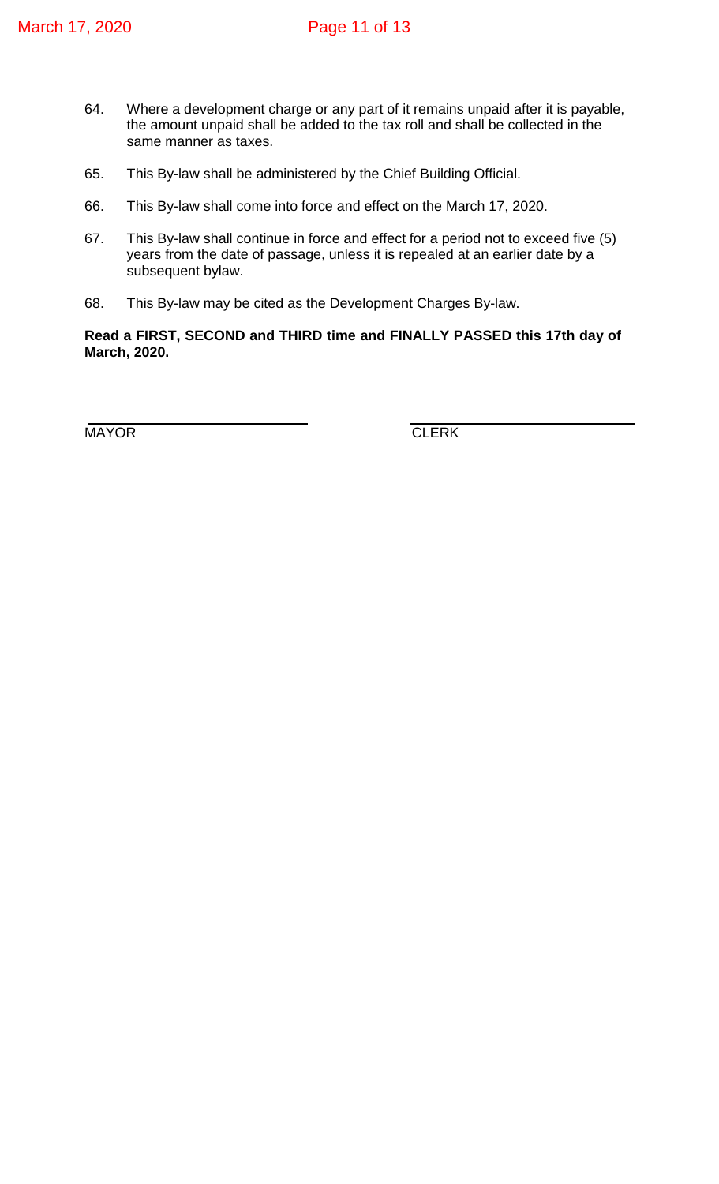64. Where a development charge or any part of it remains unpaid after it is payable, the amount unpaid shall be added to the tax roll and shall be collected in the same manner as taxes.

65. This By-law shall be administered by the Chief Building Official.

66. This By-law shall come into force and effect on the March 17, 2020.

67. This By-law shall continue in force and effect for a period not to exceed five (5) years from the date of passage, unless it is repealed at an earlier date by a subsequent bylaw.

68. This By-law may be cited as the Development Charges By-law.

**Read a FIRST, SECOND and THIRD time and FINALLY PASSED this 17th day of March, 2020.**

| \_\_\_\_\_\_\_\_\_\_\_\_\_\_\_\_\_\_\_\_\_\_\_\_\_\_ | \_\_\_\_\_\_\_\_\_\_\_\_\_\_\_\_\_\_\_\_\_\_\_\_\_\_ |
|---|---|
| MAYOR | CLERK |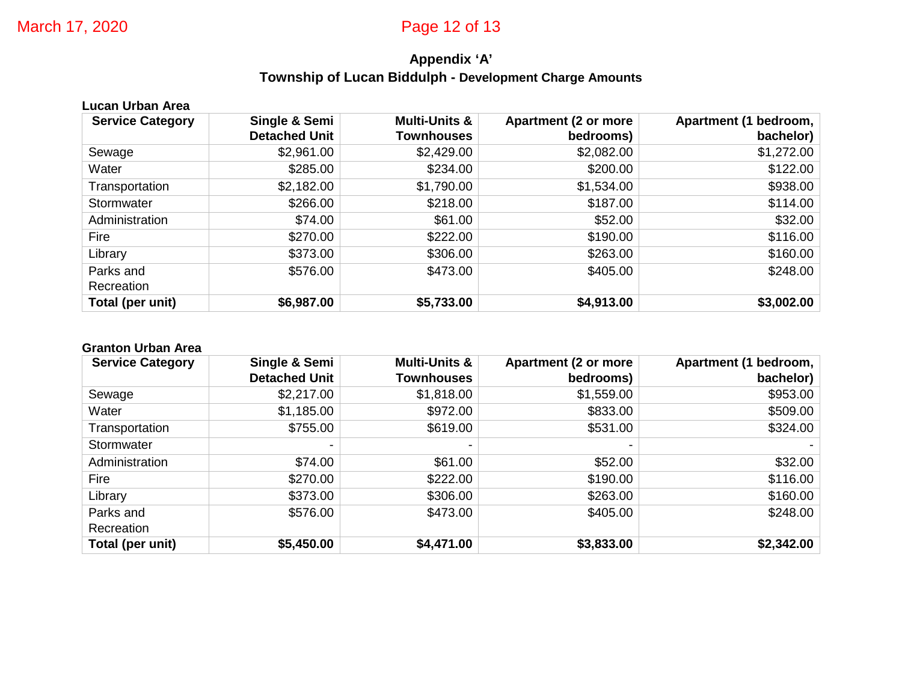# Appendix 'A'

## Township of Lucan Biddulph - Development Charge Amounts

**Lucan Urban Area**

| Service Category | Single & Semi Detached Unit | Multi-Units & Townhouses | Apartment (2 or more bedrooms) | Apartment (1 bedroom, bachelor) |
|---|---|---|---|---|
| Sewage | $2,961.00 | $2,429.00 | $2,082.00 | $1,272.00 |
| Water | $285.00 | $234.00 | $200.00 | $122.00 |
| Transportation | $2,182.00 | $1,790.00 | $1,534.00 | $938.00 |
| Stormwater | $266.00 | $218.00 | $187.00 | $114.00 |
| Administration | $74.00 | $61.00 | $52.00 | $32.00 |
| Fire | $270.00 | $222.00 | $190.00 | $116.00 |
| Library | $373.00 | $306.00 | $263.00 | $160.00 |
| Parks and Recreation | $576.00 | $473.00 | $405.00 | $248.00 |
| **Total (per unit)** | **$6,987.00** | **$5,733.00** | **$4,913.00** | **$3,002.00** |

**Granton Urban Area**

| Service Category | Single & Semi Detached Unit | Multi-Units & Townhouses | Apartment (2 or more bedrooms) | Apartment (1 bedroom, bachelor) |
|---|---|---|---|---|
| Sewage | $2,217.00 | $1,818.00 | $1,559.00 | $953.00 |
| Water | $1,185.00 | $972.00 | $833.00 | $509.00 |
| Transportation | $755.00 | $619.00 | $531.00 | $324.00 |
| Stormwater | - | - | - | - |
| Administration | $74.00 | $61.00 | $52.00 | $32.00 |
| Fire | $270.00 | $222.00 | $190.00 | $116.00 |
| Library | $373.00 | $306.00 | $263.00 | $160.00 |
| Parks and Recreation | $576.00 | $473.00 | $405.00 | $248.00 |
| **Total (per unit)** | **$5,450.00** | **$4,471.00** | **$3,833.00** | **$2,342.00** |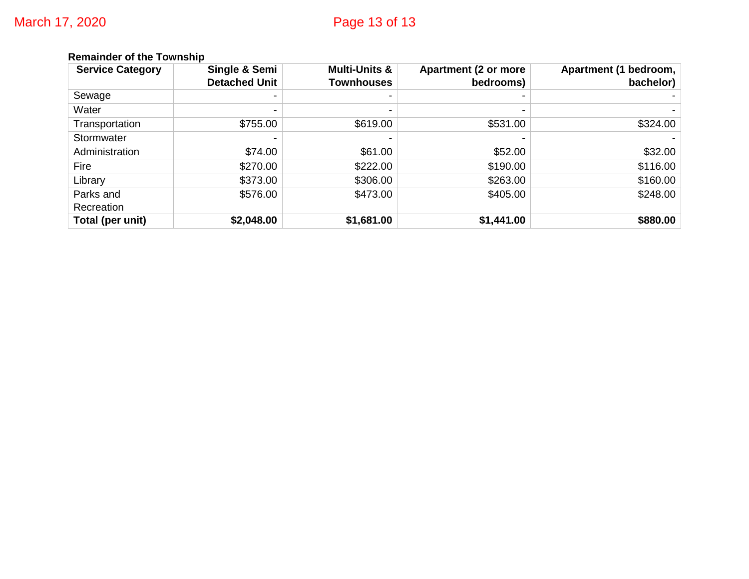**Remainder of the Township**

| Service Category | Single & Semi Detached Unit | Multi-Units & Townhouses | Apartment (2 or more bedrooms) | Apartment (1 bedroom, bachelor) |
|---|---|---|---|---|
| Sewage | - | - | - | - |
| Water | - | - | - | - |
| Transportation | $755.00 | $619.00 | $531.00 | $324.00 |
| Stormwater | - | - | - | - |
| Administration | $74.00 | $61.00 | $52.00 | $32.00 |
| Fire | $270.00 | $222.00 | $190.00 | $116.00 |
| Library | $373.00 | $306.00 | $263.00 | $160.00 |
| Parks and Recreation | $576.00 | $473.00 | $405.00 | $248.00 |
| **Total (per unit)** | **$2,048.00** | **$1,681.00** | **$1,441.00** | **$880.00** |